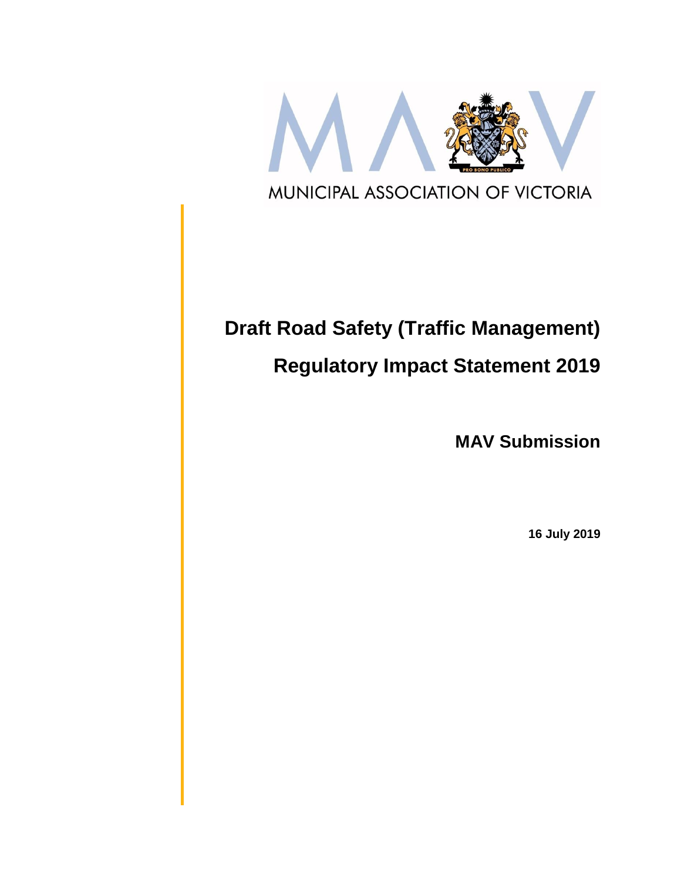MUNICIPAL ASSOCIATION OF VICTORIA

# Draft Road Safety (Traffic Management) Regulatory Impact Statement 2019

## MAV Submission

**16 July 2019**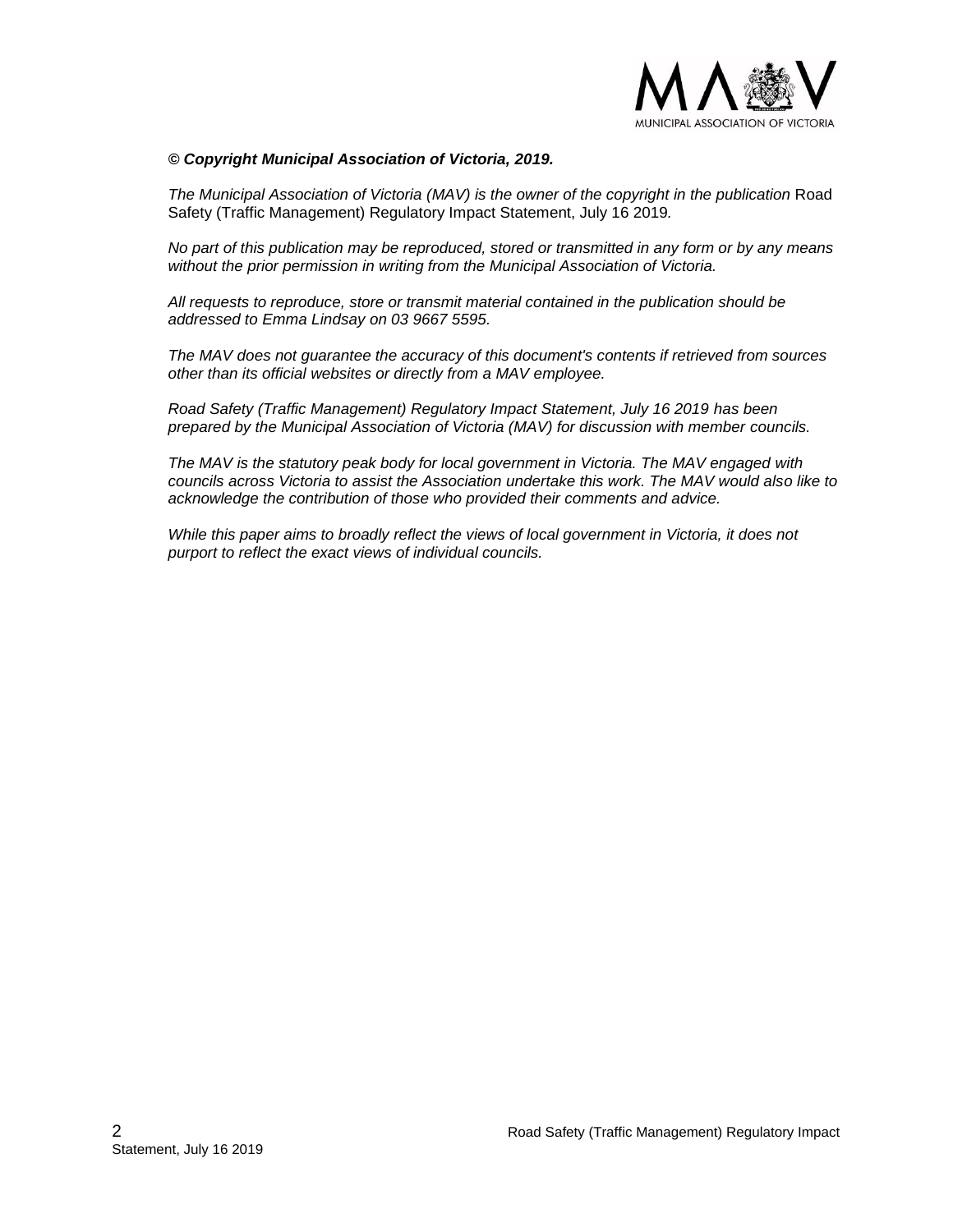***© Copyright Municipal Association of Victoria, 2019.***

*The Municipal Association of Victoria (MAV) is the owner of the copyright in the publication* Road Safety (Traffic Management) Regulatory Impact Statement, July 16 2019*.*

*No part of this publication may be reproduced, stored or transmitted in any form or by any means without the prior permission in writing from the Municipal Association of Victoria.*

*All requests to reproduce, store or transmit material contained in the publication should be addressed to Emma Lindsay on 03 9667 5595.*

*The MAV does not guarantee the accuracy of this document's contents if retrieved from sources other than its official websites or directly from a MAV employee.*

*Road Safety (Traffic Management) Regulatory Impact Statement, July 16 2019 has been prepared by the Municipal Association of Victoria (MAV) for discussion with member councils.*

*The MAV is the statutory peak body for local government in Victoria. The MAV engaged with councils across Victoria to assist the Association undertake this work. The MAV would also like to acknowledge the contribution of those who provided their comments and advice.*

*While this paper aims to broadly reflect the views of local government in Victoria, it does not purport to reflect the exact views of individual councils.*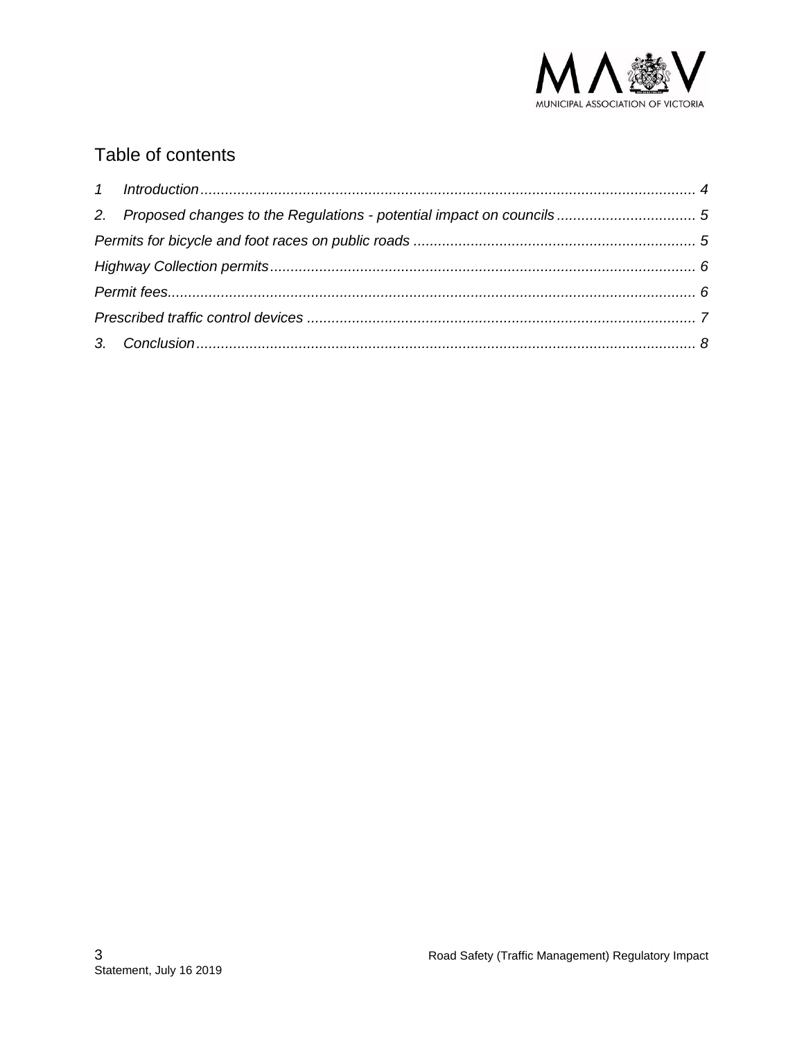## Table of contents

*1 Introduction* ........................................................................................................................ *4*

*2. Proposed changes to the Regulations - potential impact on councils* .................................. *5*

*Permits for bicycle and foot races on public roads* .................................................................... *5*

*Highway Collection permits* ....................................................................................................... *6*

*Permit fees* ............................................................................................................................... *6*

*Prescribed traffic control devices* .............................................................................................. *7*

*3. Conclusion* ........................................................................................................................... *8*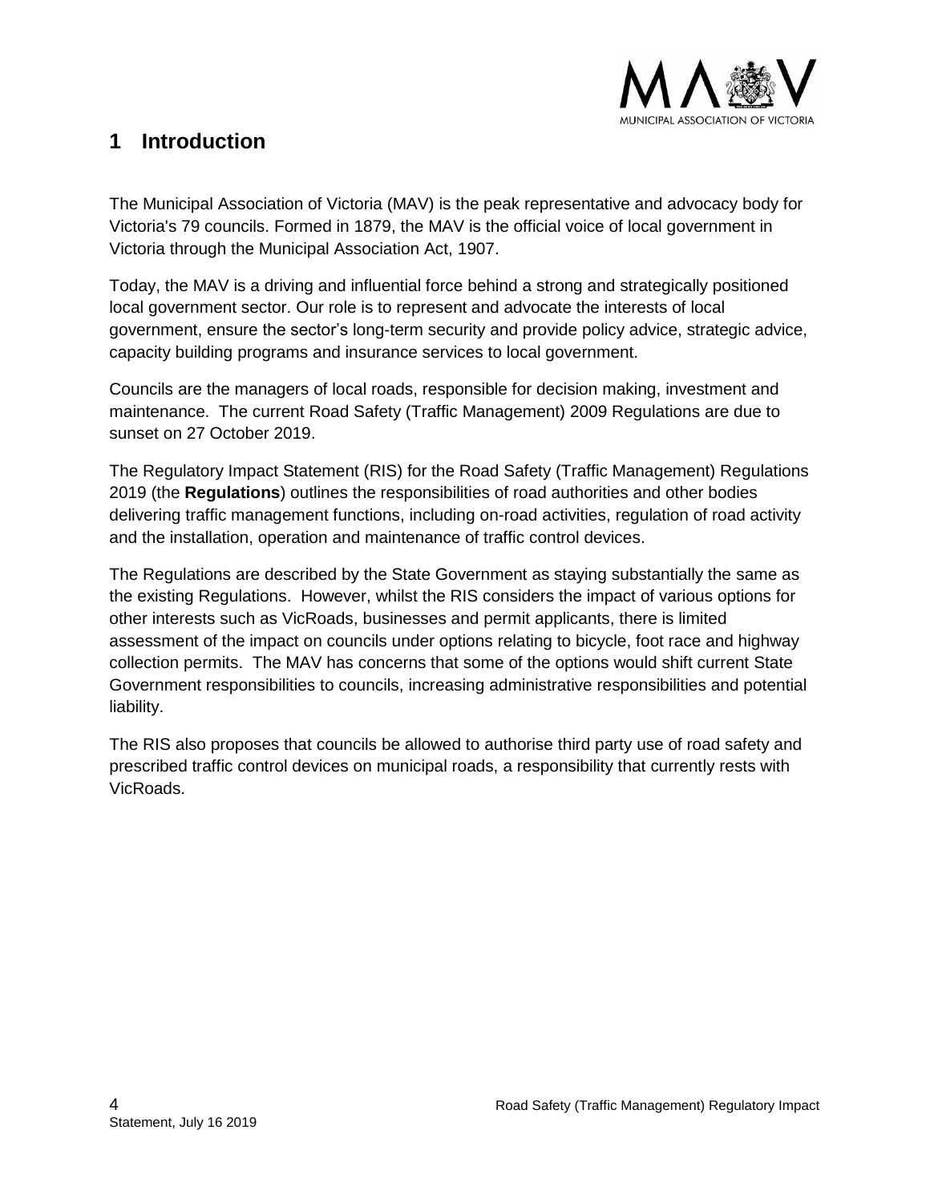# 1 Introduction

The Municipal Association of Victoria (MAV) is the peak representative and advocacy body for Victoria's 79 councils. Formed in 1879, the MAV is the official voice of local government in Victoria through the Municipal Association Act, 1907.

Today, the MAV is a driving and influential force behind a strong and strategically positioned local government sector. Our role is to represent and advocate the interests of local government, ensure the sector's long-term security and provide policy advice, strategic advice, capacity building programs and insurance services to local government.

Councils are the managers of local roads, responsible for decision making, investment and maintenance. The current Road Safety (Traffic Management) 2009 Regulations are due to sunset on 27 October 2019.

The Regulatory Impact Statement (RIS) for the Road Safety (Traffic Management) Regulations 2019 (the **Regulations**) outlines the responsibilities of road authorities and other bodies delivering traffic management functions, including on-road activities, regulation of road activity and the installation, operation and maintenance of traffic control devices.

The Regulations are described by the State Government as staying substantially the same as the existing Regulations. However, whilst the RIS considers the impact of various options for other interests such as VicRoads, businesses and permit applicants, there is limited assessment of the impact on councils under options relating to bicycle, foot race and highway collection permits. The MAV has concerns that some of the options would shift current State Government responsibilities to councils, increasing administrative responsibilities and potential liability.

The RIS also proposes that councils be allowed to authorise third party use of road safety and prescribed traffic control devices on municipal roads, a responsibility that currently rests with VicRoads.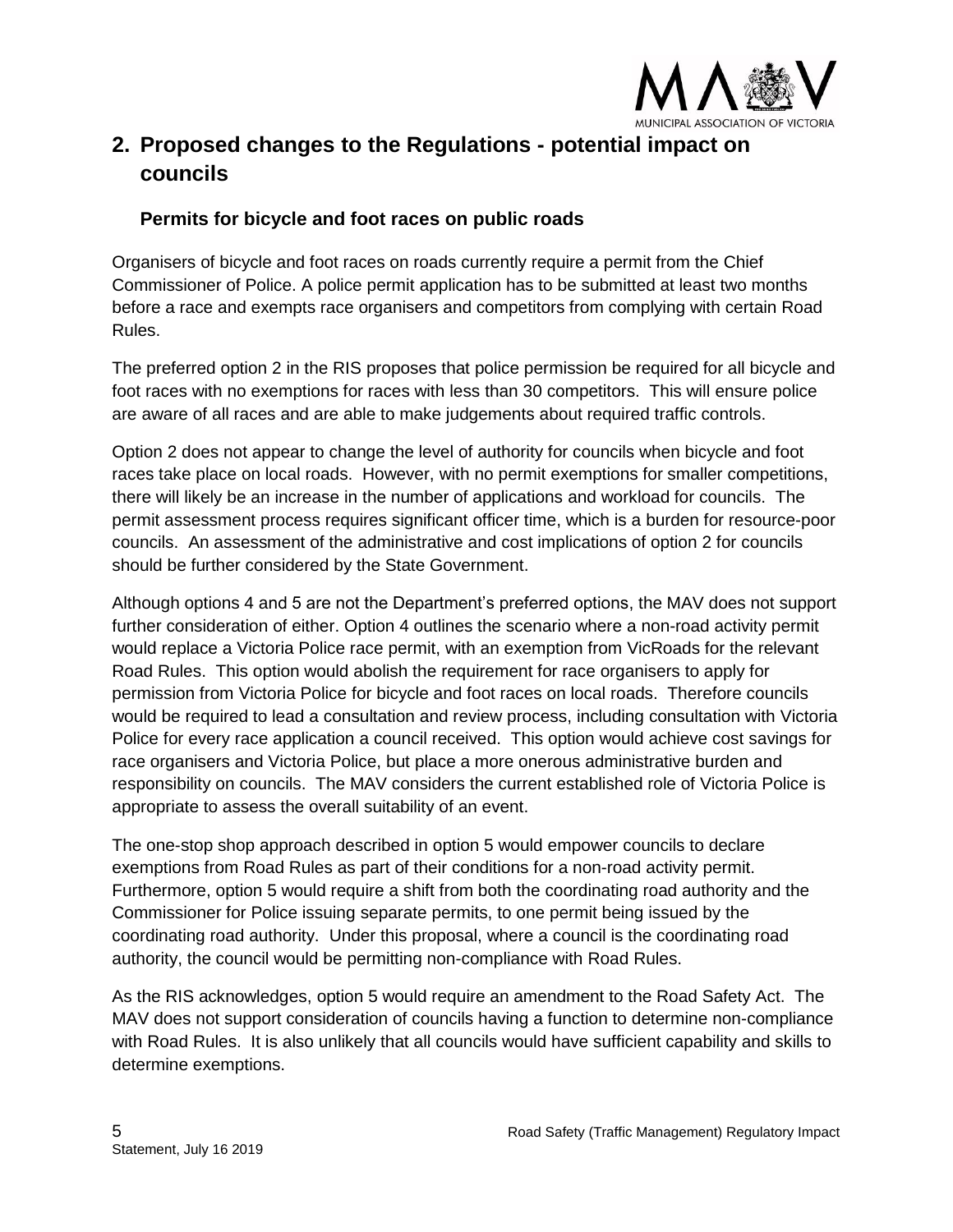## 2. Proposed changes to the Regulations - potential impact on councils

### Permits for bicycle and foot races on public roads

Organisers of bicycle and foot races on roads currently require a permit from the Chief Commissioner of Police. A police permit application has to be submitted at least two months before a race and exempts race organisers and competitors from complying with certain Road Rules.

The preferred option 2 in the RIS proposes that police permission be required for all bicycle and foot races with no exemptions for races with less than 30 competitors. This will ensure police are aware of all races and are able to make judgements about required traffic controls.

Option 2 does not appear to change the level of authority for councils when bicycle and foot races take place on local roads. However, with no permit exemptions for smaller competitions, there will likely be an increase in the number of applications and workload for councils. The permit assessment process requires significant officer time, which is a burden for resource-poor councils. An assessment of the administrative and cost implications of option 2 for councils should be further considered by the State Government.

Although options 4 and 5 are not the Department's preferred options, the MAV does not support further consideration of either. Option 4 outlines the scenario where a non-road activity permit would replace a Victoria Police race permit, with an exemption from VicRoads for the relevant Road Rules. This option would abolish the requirement for race organisers to apply for permission from Victoria Police for bicycle and foot races on local roads. Therefore councils would be required to lead a consultation and review process, including consultation with Victoria Police for every race application a council received. This option would achieve cost savings for race organisers and Victoria Police, but place a more onerous administrative burden and responsibility on councils. The MAV considers the current established role of Victoria Police is appropriate to assess the overall suitability of an event.

The one-stop shop approach described in option 5 would empower councils to declare exemptions from Road Rules as part of their conditions for a non-road activity permit. Furthermore, option 5 would require a shift from both the coordinating road authority and the Commissioner for Police issuing separate permits, to one permit being issued by the coordinating road authority. Under this proposal, where a council is the coordinating road authority, the council would be permitting non-compliance with Road Rules.

As the RIS acknowledges, option 5 would require an amendment to the Road Safety Act. The MAV does not support consideration of councils having a function to determine non-compliance with Road Rules. It is also unlikely that all councils would have sufficient capability and skills to determine exemptions.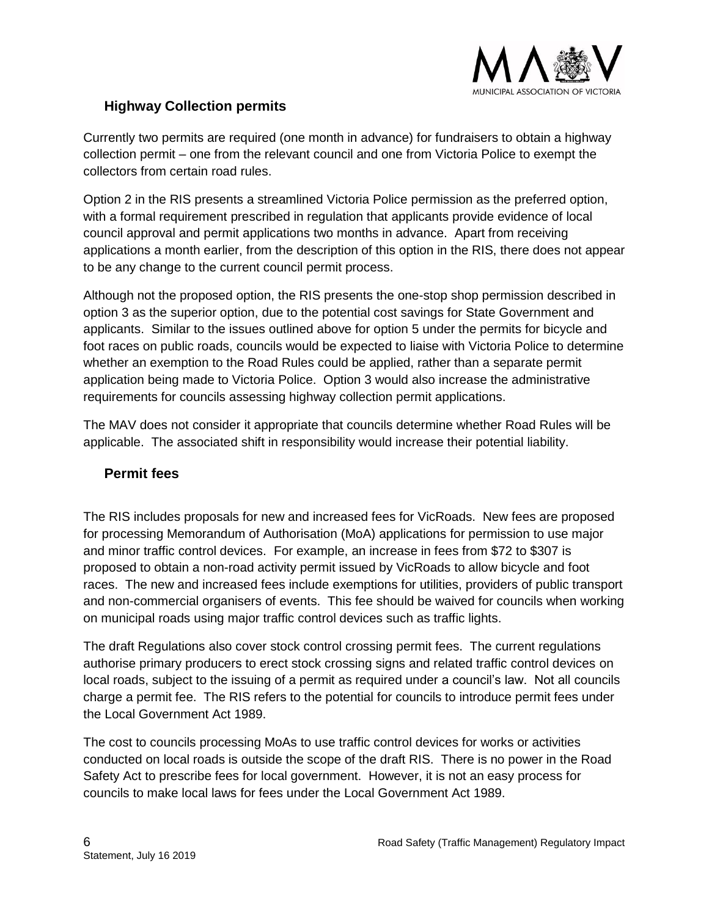## Highway Collection permits

Currently two permits are required (one month in advance) for fundraisers to obtain a highway collection permit – one from the relevant council and one from Victoria Police to exempt the collectors from certain road rules.

Option 2 in the RIS presents a streamlined Victoria Police permission as the preferred option, with a formal requirement prescribed in regulation that applicants provide evidence of local council approval and permit applications two months in advance. Apart from receiving applications a month earlier, from the description of this option in the RIS, there does not appear to be any change to the current council permit process.

Although not the proposed option, the RIS presents the one-stop shop permission described in option 3 as the superior option, due to the potential cost savings for State Government and applicants. Similar to the issues outlined above for option 5 under the permits for bicycle and foot races on public roads, councils would be expected to liaise with Victoria Police to determine whether an exemption to the Road Rules could be applied, rather than a separate permit application being made to Victoria Police. Option 3 would also increase the administrative requirements for councils assessing highway collection permit applications.

The MAV does not consider it appropriate that councils determine whether Road Rules will be applicable. The associated shift in responsibility would increase their potential liability.

## Permit fees

The RIS includes proposals for new and increased fees for VicRoads. New fees are proposed for processing Memorandum of Authorisation (MoA) applications for permission to use major and minor traffic control devices. For example, an increase in fees from $72 to $307 is proposed to obtain a non-road activity permit issued by VicRoads to allow bicycle and foot races. The new and increased fees include exemptions for utilities, providers of public transport and non-commercial organisers of events. This fee should be waived for councils when working on municipal roads using major traffic control devices such as traffic lights.

The draft Regulations also cover stock control crossing permit fees. The current regulations authorise primary producers to erect stock crossing signs and related traffic control devices on local roads, subject to the issuing of a permit as required under a council's law. Not all councils charge a permit fee. The RIS refers to the potential for councils to introduce permit fees under the Local Government Act 1989.

The cost to councils processing MoAs to use traffic control devices for works or activities conducted on local roads is outside the scope of the draft RIS. There is no power in the Road Safety Act to prescribe fees for local government. However, it is not an easy process for councils to make local laws for fees under the Local Government Act 1989.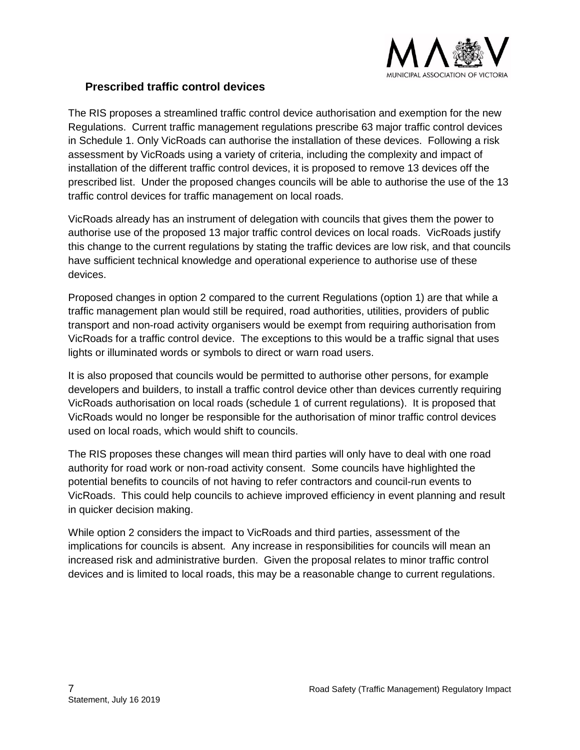## Prescribed traffic control devices

The RIS proposes a streamlined traffic control device authorisation and exemption for the new Regulations. Current traffic management regulations prescribe 63 major traffic control devices in Schedule 1. Only VicRoads can authorise the installation of these devices. Following a risk assessment by VicRoads using a variety of criteria, including the complexity and impact of installation of the different traffic control devices, it is proposed to remove 13 devices off the prescribed list. Under the proposed changes councils will be able to authorise the use of the 13 traffic control devices for traffic management on local roads.

VicRoads already has an instrument of delegation with councils that gives them the power to authorise use of the proposed 13 major traffic control devices on local roads. VicRoads justify this change to the current regulations by stating the traffic devices are low risk, and that councils have sufficient technical knowledge and operational experience to authorise use of these devices.

Proposed changes in option 2 compared to the current Regulations (option 1) are that while a traffic management plan would still be required, road authorities, utilities, providers of public transport and non-road activity organisers would be exempt from requiring authorisation from VicRoads for a traffic control device. The exceptions to this would be a traffic signal that uses lights or illuminated words or symbols to direct or warn road users.

It is also proposed that councils would be permitted to authorise other persons, for example developers and builders, to install a traffic control device other than devices currently requiring VicRoads authorisation on local roads (schedule 1 of current regulations). It is proposed that VicRoads would no longer be responsible for the authorisation of minor traffic control devices used on local roads, which would shift to councils.

The RIS proposes these changes will mean third parties will only have to deal with one road authority for road work or non-road activity consent. Some councils have highlighted the potential benefits to councils of not having to refer contractors and council-run events to VicRoads. This could help councils to achieve improved efficiency in event planning and result in quicker decision making.

While option 2 considers the impact to VicRoads and third parties, assessment of the implications for councils is absent. Any increase in responsibilities for councils will mean an increased risk and administrative burden. Given the proposal relates to minor traffic control devices and is limited to local roads, this may be a reasonable change to current regulations.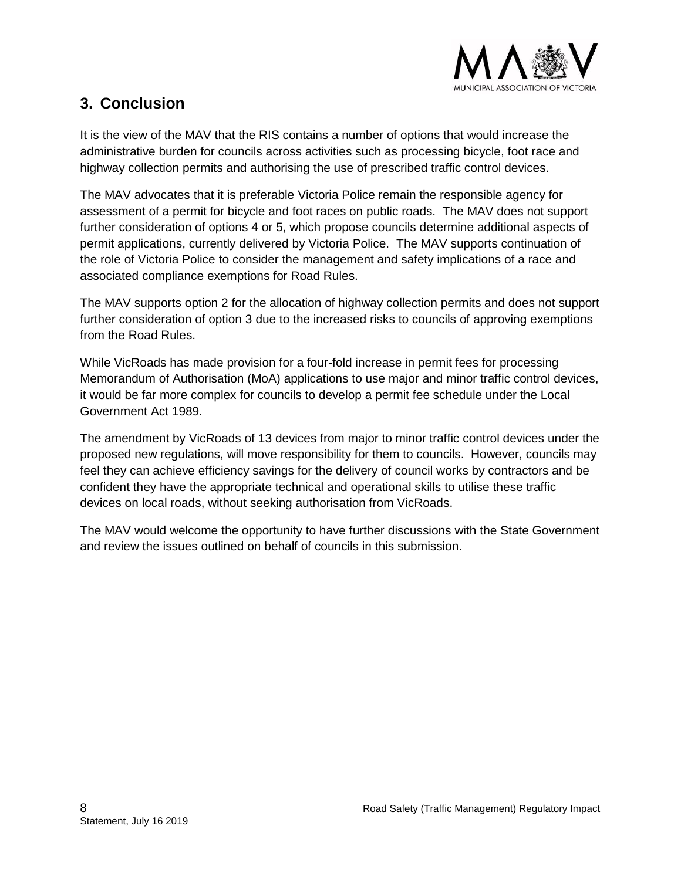## 3. Conclusion

It is the view of the MAV that the RIS contains a number of options that would increase the administrative burden for councils across activities such as processing bicycle, foot race and highway collection permits and authorising the use of prescribed traffic control devices.

The MAV advocates that it is preferable Victoria Police remain the responsible agency for assessment of a permit for bicycle and foot races on public roads. The MAV does not support further consideration of options 4 or 5, which propose councils determine additional aspects of permit applications, currently delivered by Victoria Police. The MAV supports continuation of the role of Victoria Police to consider the management and safety implications of a race and associated compliance exemptions for Road Rules.

The MAV supports option 2 for the allocation of highway collection permits and does not support further consideration of option 3 due to the increased risks to councils of approving exemptions from the Road Rules.

While VicRoads has made provision for a four-fold increase in permit fees for processing Memorandum of Authorisation (MoA) applications to use major and minor traffic control devices, it would be far more complex for councils to develop a permit fee schedule under the Local Government Act 1989.

The amendment by VicRoads of 13 devices from major to minor traffic control devices under the proposed new regulations, will move responsibility for them to councils. However, councils may feel they can achieve efficiency savings for the delivery of council works by contractors and be confident they have the appropriate technical and operational skills to utilise these traffic devices on local roads, without seeking authorisation from VicRoads.

The MAV would welcome the opportunity to have further discussions with the State Government and review the issues outlined on behalf of councils in this submission.